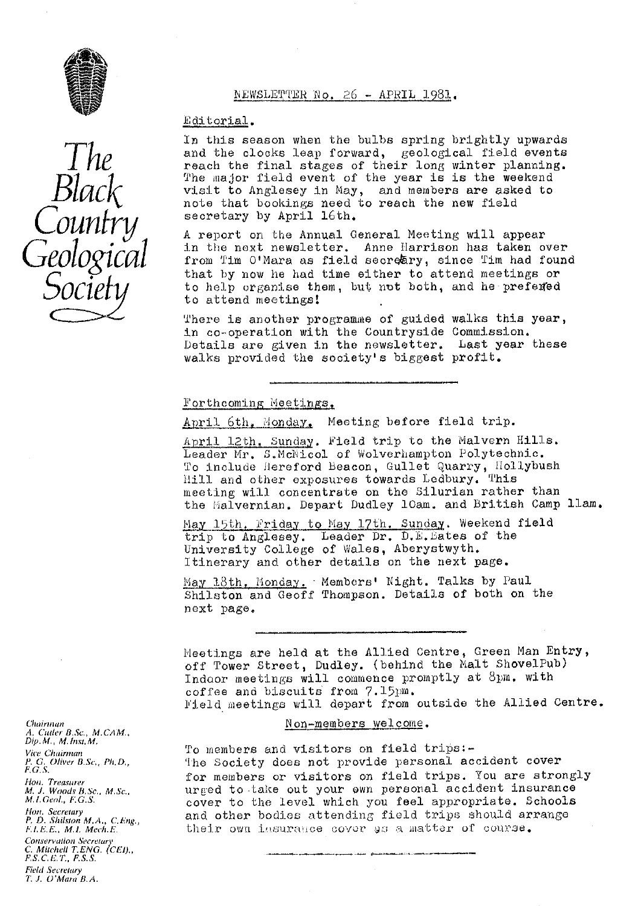# The Black Country Geological Society

## NEWSLETTER No. 26 - APRIL 1981.

### Editorial.

In this season when the bulbs spring brightly upwards and the clocks leap forward, geological field events reach the final stages of their long winter planning. The major field event of the year is is the weekend visit to Anglesey in May, and members are asked to note that bookings need to reach the new field secretary by April 16th.

A report on the Annual General Meeting will appear in the next newsletter. Anne Harrison has taken over from Tim O'Mara as field secretary, since Tim had found that by now he had time either to attend meetings or to help organise them, but not both, and he prefered to attend meetings!

There is another programme of guided walks this year, in co-operation with the Countryside Commission. Details are given in the newsletter. Last year these walks provided the society's biggest profit.

---

### Forthcoming Meetings.

April 6th, Monday. Meeting before field trip.

April 12th, Sunday. Field trip to the Malvern Hills. Leader Mr. S.McNicol of Wolverhampton Polytechnic. To include Hereford Beacon, Gullet Quarry, Hollybush Hill and other exposures towards Ledbury. This meeting will concentrate on the Silurian rather than the Malvernian. Depart Dudley 10am. and British Camp 11am.

May 15th, Friday to May 17th, Sunday. Weekend field trip to Anglesey. Leader Dr. D.E.Bates of the University College of Wales, Aberystwyth. Itinerary and other details on the next page.

May 18th, Monday. Members' Night. Talks by Paul Shilston and Geoff Thompson. Details of both on the next page.

---

Meetings are held at the Allied Centre, Green Man Entry, off Tower Street, Dudley. (behind the Malt ShovelPub) Indoor meetings will commence promptly at 8pm. with coffee and biscuits from 7.15pm. Field meetings will depart from outside the Allied Centre.

Non-members welcome.

To members and visitors on field trips:- The Society does not provide personal accident cover for members or visitors on field trips. You are strongly urged to take out your own personal accident insurance cover to the level which you feel appropriate. Schools and other bodies attending field trips should arrange their own insurance cover as a matter of course.

---

*Chairman*
A. Cutler B.Sc., M.CAM., Dip.M., M.Inst.M.

*Vice Chairman*
P. G. Oliver B.Sc., Ph.D., F.G.S.

*Hon. Treasurer*
M. J. Woods B.Sc., M.Sc., M.I.Geol., F.G.S.

*Hon. Secretary*
P. D. Shilston M.A., C.Eng., F.I.E.E., M.I. Mech.E.

*Conservation Secretary*
C. Mitchell T.ENG. (CEI)., F.S.C.E.T., F.S.S.

*Field Secretary*
T. J. O'Mara B.A.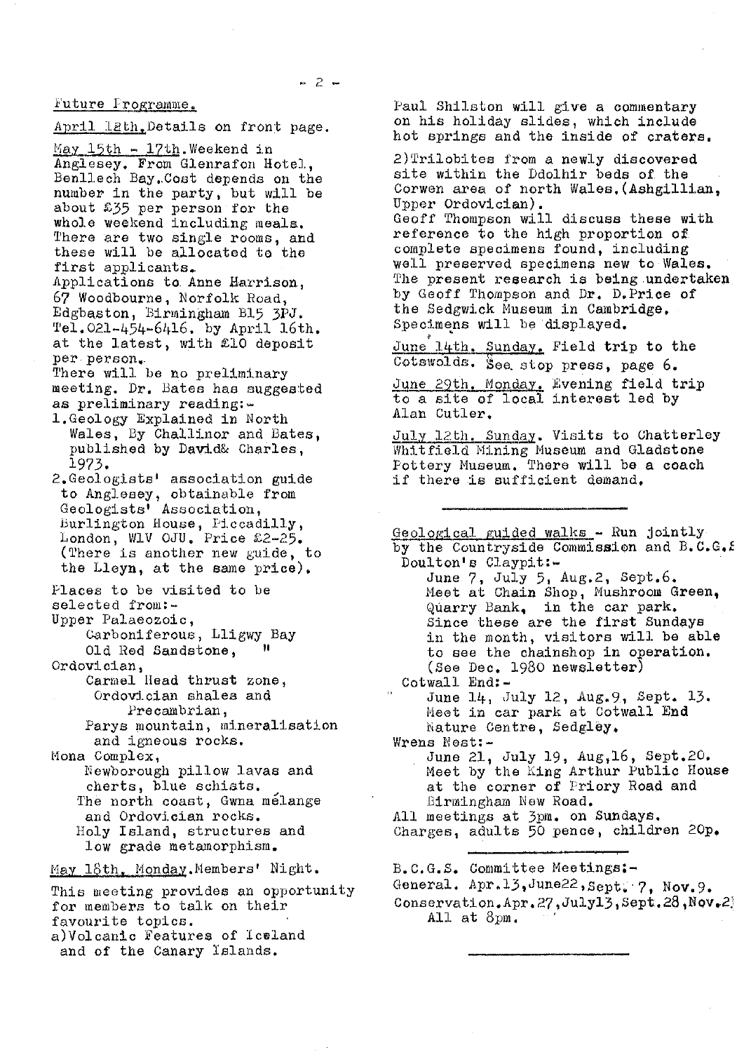Future Programme.

April 13th. Details on front page.

May 15th - 17th. Weekend in Anglesey. From Glenrafon Hotel, Benllech Bay. Cost depends on the number in the party, but will be about £35 per person for the whole weekend including meals. There are two single rooms, and these will be allocated to the first applicants.
Applications to Anne Harrison, 67 Woodbourne, Norfolk Road, Edgbaston, Birmingham B15 3PJ. Tel. 021-454-6416. by April 16th. at the latest, with £10 deposit per person.
There will be no preliminary meeting. Dr. Bates has suggested as preliminary reading:-

1. Geology Explained in North Wales, By Challinor and Bates, published by David& Charles, 1973.
2. Geologists' association guide to Anglesey, obtainable from Geologists' Association, Burlington House, Piccadilly, London, W1V 0JU. Price £2-25. (There is another new guide, to the Lleyn, at the same price).

Places to be visited to be selected from:-

Upper Palaeozoic,
- Carboniferous, Lligwy Bay
- Old Red Sandstone, "

Ordovician,
- Carmel Head thrust zone, Ordovician shales and Precambrian,
- Parys mountain, mineralisation and igneous rocks.

Mona Complex,
- Newborough pillow lavas and cherts, blue schists.
- The north coast, Gwna mélange and Ordovician rocks.
- Holy Island, structures and low grade metamorphism.

May 18th. Monday. Members' Night.

This meeting provides an opportunity for members to talk on their favourite topics.
a) Volcanic Features of Iceland and of the Canary Islands.
Paul Shilston will give a commentary on his holiday slides, which include hot springs and the inside of craters.

2) Trilobites from a newly discovered site within the Ddolhir beds of the Corwen area of north Wales. (Ashgillian, Upper Ordovician).
Geoff Thompson will discuss these with reference to the high proportion of complete specimens found, including well preserved specimens new to Wales. The present research is being undertaken by Geoff Thompson and Dr. D. Price of the Sedgwick Museum in Cambridge. Specimens will be displayed.

June 14th. Sunday. Field trip to the Cotswolds. See stop press, page 6.

June 29th. Monday. Evening field trip to a site of local interest led by Alan Cutler.

July 12th. Sunday. Visits to Chatterley Whitfield Mining Museum and Gladstone Pottery Museum. There will be a coach if there is sufficient demand.

---

Geological guided walks - Run jointly by the Countryside Commission and B.C.G.S.

Doulton's Claypit:-
June 7, July 5, Aug.2, Sept.6.
Meet at Chain Shop, Mushroom Green, Quarry Bank, in the car park. Since these are the first Sundays in the month, visitors will be able to see the chainshop in operation. (See Dec. 1980 newsletter)

Cotwall End:-
June 14, July 12, Aug.9, Sept. 13.
Meet in car park at Cotwall End Nature Centre, Sedgley.

Wrens Nest:-
June 21, July 19, Aug.16, Sept.20.
Meet by the King Arthur Public House at the corner of Priory Road and Birmingham New Road.

All meetings at 3pm. on Sundays.
Charges, adults 50 pence, children 20p.

B.C.G.S. Committee Meetings:-
General. Apr.13, June22, Sept. 7, Nov.9.
Conservation. Apr.27, July13, Sept.28, Nov.2[?]
All at 8pm.

---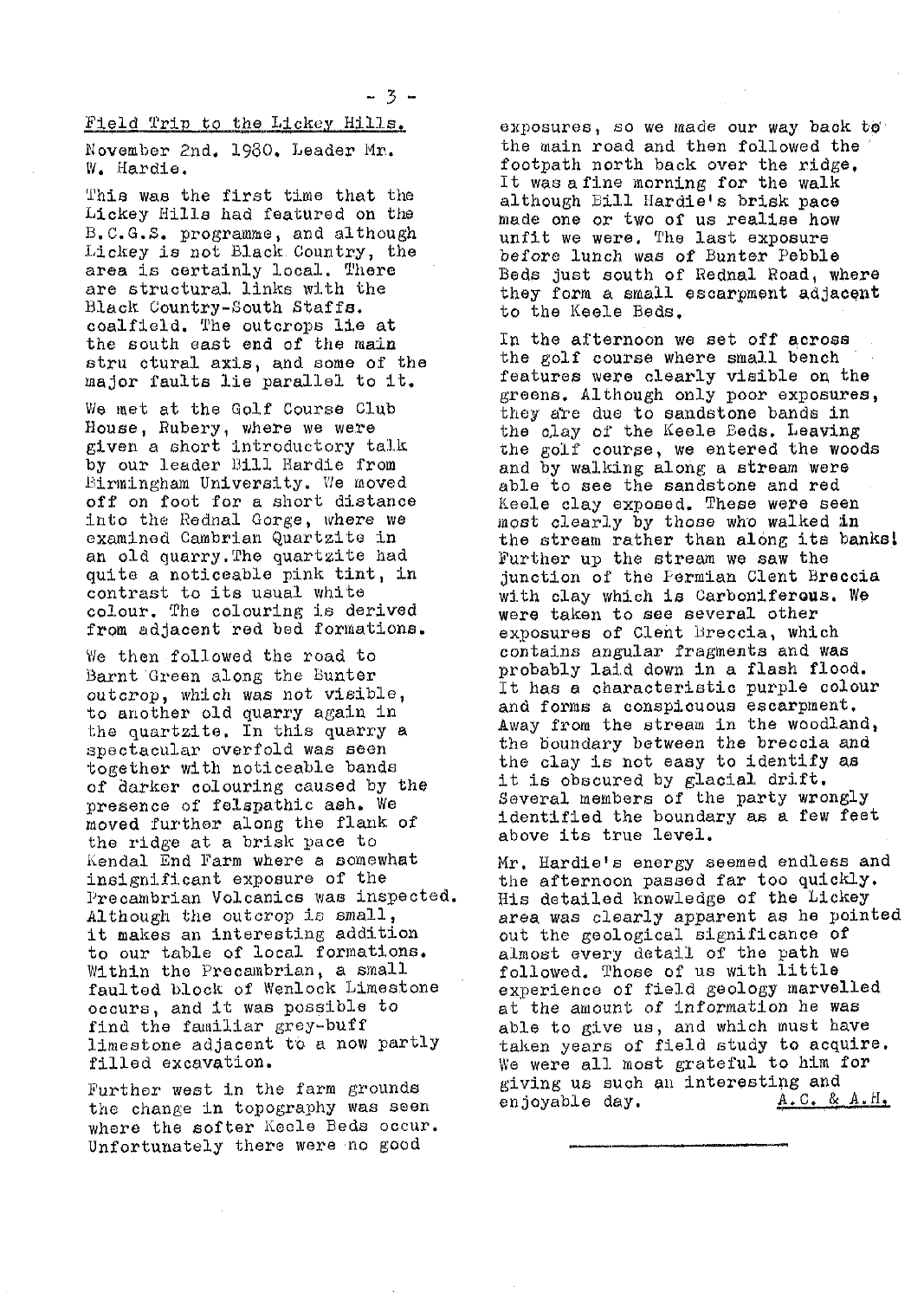## Field Trip to the Lickey Hills.

November 2nd. 1980. Leader Mr. W. Hardie.

This was the first time that the Lickey Hills had featured on the B.C.G.S. programme, and although Lickey is not Black Country, the area is certainly local. There are structural links with the Black Country-South Staffs. coalfield. The outcrops lie at the south east end of the main stru ctural axis, and some of the major faults lie parallel to it.

We met at the Golf Course Club House, Rubery, where we were given a short introductory talk by our leader Bill Hardie from Birmingham University. We moved off on foot for a short distance into the Rednal Gorge, where we examined Cambrian Quartzite in an old quarry. The quartzite had quite a noticeable pink tint, in contrast to its usual white colour. The colouring is derived from adjacent red bed formations.

We then followed the road to Barnt Green along the Bunter outcrop, which was not visible, to another old quarry again in the quartzite. In this quarry a spectacular overfold was seen together with noticeable bands of darker colouring caused by the presence of felspathic ash. We moved further along the flank of the ridge at a brisk pace to Kendal End Farm where a somewhat insignificant exposure of the Precambrian Volcanics was inspected. Although the outcrop is small, it makes an interesting addition to our table of local formations. Within the Precambrian, a small faulted block of Wenlock Limestone occurs, and it was possible to find the familiar grey-buff limestone adjacent to a now partly filled excavation.

Further west in the farm grounds the change in topography was seen where the softer Keele Beds occur. Unfortunately there were no good exposures, so we made our way back to the main road and then followed the footpath north back over the ridge. It was a fine morning for the walk although Bill Hardie's brisk pace made one or two of us realise how unfit we were. The last exposure before lunch was of Bunter Pebble Beds just south of Rednal Road, where they form a small escarpment adjacent to the Keele Beds.

In the afternoon we set off across the golf course where small bench features were clearly visible on the greens. Although only poor exposures, they are due to sandstone bands in the clay of the Keele Beds. Leaving the golf course, we entered the woods and by walking along a stream were able to see the sandstone and red Keele clay exposed. These were seen most clearly by those who walked in the stream rather than along its banks! Further up the stream we saw the junction of the Permian Clent Breccia with clay which is Carboniferous. We were taken to see several other exposures of Clent Breccia, which contains angular fragments and was probably laid down in a flash flood. It has a characteristic purple colour and forms a conspicuous escarpment. Away from the stream in the woodland, the boundary between the breccia and the clay is not easy to identify as it is obscured by glacial drift. Several members of the party wrongly identified the boundary as a few feet above its true level.

Mr. Hardie's energy seemed endless and the afternoon passed far too quickly. His detailed knowledge of the Lickey area was clearly apparent as he pointed out the geological significance of almost every detail of the path we followed. Those of us with little experience of field geology marvelled at the amount of information he was able to give us, and which must have taken years of field study to acquire. We were all most grateful to him for giving us such an interesting and enjoyable day.

A.C. & A.H.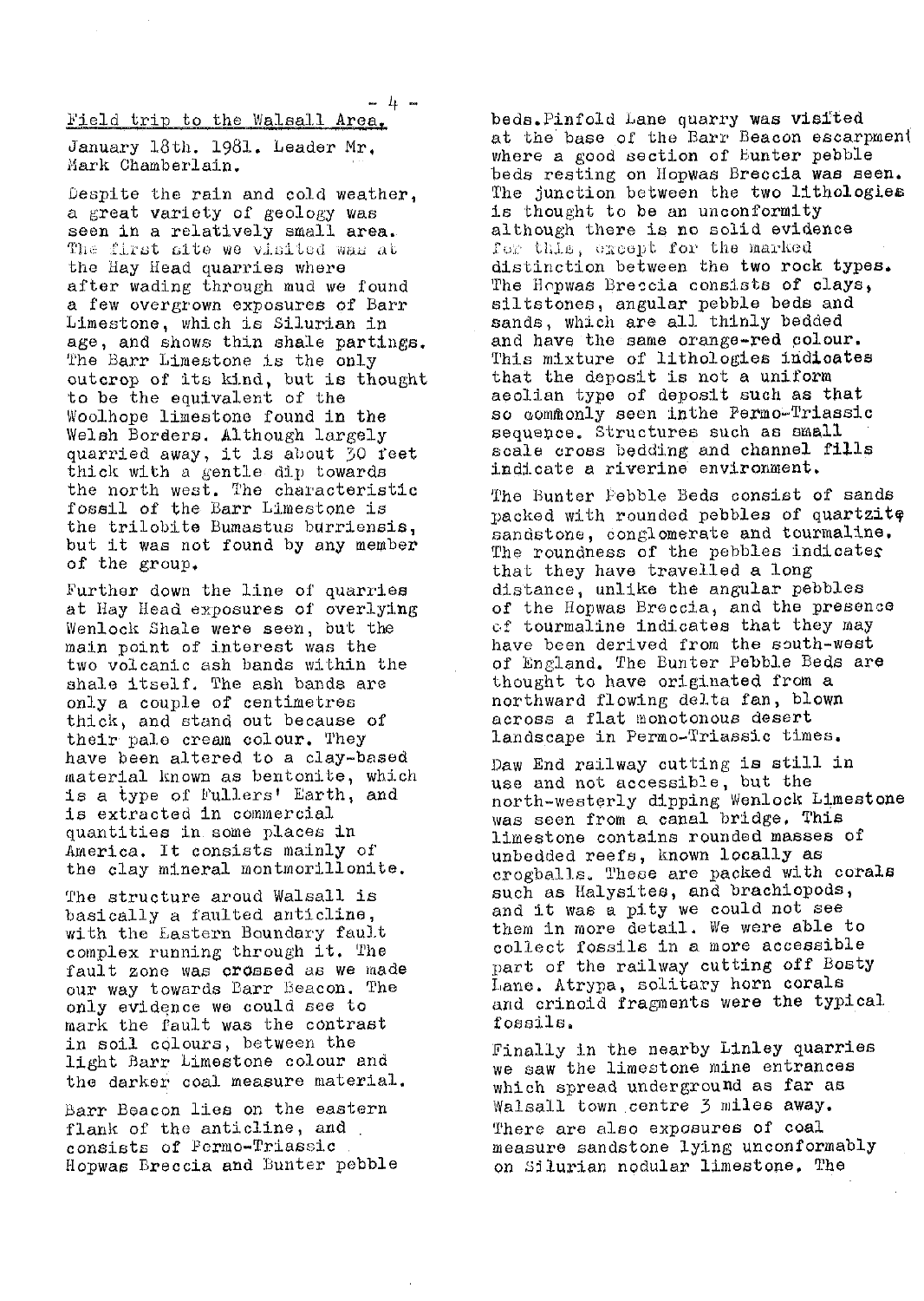## Field trip to the Walsall Area.

January 18th. 1981. Leader Mr. Mark Chamberlain.

Despite the rain and cold weather, a great variety of geology was seen in a relatively small area. The first site we visited was at the Hay Head quarries where after wading through mud we found a few overgrown exposures of Barr Limestone, which is Silurian in age, and shows thin shale partings. The Barr Limestone is the only outcrop of its kind, but is thought to be the equivalent of the Woolhope limestone found in the Welsh Borders. Although largely quarried away, it is about 30 feet thick with a gentle dip towards the north west. The characteristic fossil of the Barr Limestone is the trilobite Bumastus barriensis, but it was not found by any member of the group.

Further down the line of quarries at Hay Head exposures of overlying Wenlock Shale were seen, but the main point of interest was the two volcanic ash bands within the shale itself. The ash bands are only a couple of centimetres thick, and stand out because of their pale cream colour. They have been altered to a clay-based material known as bentonite, which is a type of Fullers' Earth, and is extracted in commercial quantities in some places in America. It consists mainly of the clay mineral montmorillonite.

The structure aroud Walsall is basically a faulted anticline, with the Eastern Boundary fault complex running through it. The fault zone was crossed as we made our way towards Barr Beacon. The only evidence we could see to mark the fault was the contrast in soil colours, between the light Barr Limestone colour and the darker coal measure material.

Barr Beacon lies on the eastern flank of the anticline, and consists of Permo-Triassic Hopwas Breccia and Bunter pebble beds. Pinfold Lane quarry was visited at the base of the Barr Beacon escarpment where a good section of Bunter pebble beds resting on Hopwas Breccia was seen. The junction between the two lithologies is thought to be an unconformity although there is no solid evidence for this, except for the marked distinction between the two rock types. The Hopwas Breccia consists of clays, siltstones, angular pebble beds and sands, which are all thinly bedded and have the same orange-red colour. This mixture of lithologies indicates that the deposit is not a uniform aeolian type of deposit such as that so commonly seen inthe Permo-Triassic sequence. Structures such as small scale cross bedding and channel fills indicate a riverine environment.

The Bunter Pebble Beds consist of sands packed with rounded pebbles of quartzite sandstone, conglomerate and tourmaline. The roundness of the pebbles indicates that they have travelled a long distance, unlike the angular pebbles of the Hopwas Breccia, and the presence of tourmaline indicates that they may have been derived from the south-west of England. The Bunter Pebble Beds are thought to have originated from a northward flowing delta fan, blown across a flat monotonous desert landscape in Permo-Triassic times.

Daw End railway cutting is still in use and not accessible, but the north-westerly dipping Wenlock Limestone was seen from a canal bridge. This limestone contains rounded masses of unbedded reefs, known locally as crogballs. These are packed with corals such as Halysites, and brachiopods, and it was a pity we could not see them in more detail. We were able to collect fossils in a more accessible part of the railway cutting off Bosty Lane. Atrypa, solitary horn corals and crinoid fragments were the typical fossils.

Finally in the nearby Linley quarries we saw the limestone mine entrances which spread underground as far as Walsall town centre 3 miles away. There are also exposures of coal measure sandstone lying unconformably on Silurian nodular limestone. The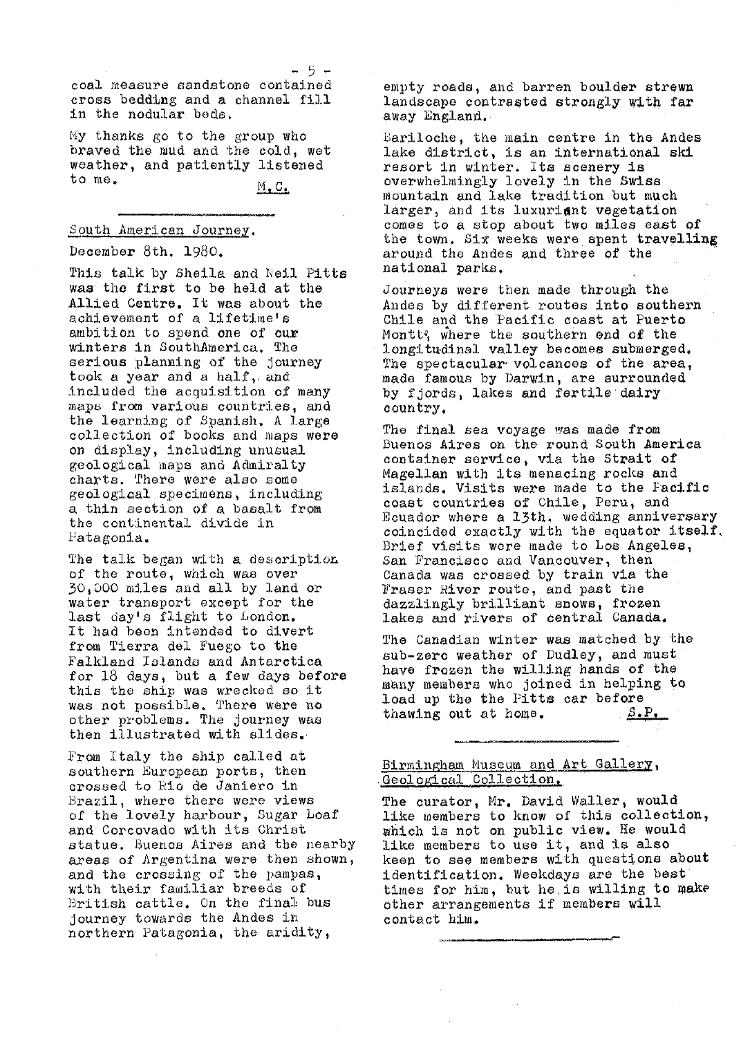coal measure sandstone contained cross bedding and a channel fill in the nodular beds.

My thanks go to the group who braved the mud and the cold, wet weather, and patiently listened to me.

M.C.

---

## South American Journey.

December 8th. 1980.

This talk by Sheila and Neil Pitts was the first to be held at the Allied Centre. It was about the achievement of a lifetime's ambition to spend one of our winters in SouthAmerica. The serious planning of the journey took a year and a half, and included the acquisition of many maps from various countries, and the learning of Spanish. A large collection of books and maps were on display, including unusual geological maps and Admiralty charts. There were also some geological specimens, including a thin section of a basalt from the continental divide in Patagonia.

The talk began with a description of the route, which was over 30,000 miles and all by land or water transport except for the last day's flight to London. It had been intended to divert from Tierra del Fuego to the Falkland Islands and Antarctica for 18 days, but a few days before this the ship was wrecked so it was not possible. There were no other problems. The journey was then illustrated with slides.

From Italy the ship called at southern European ports, then crossed to Rio de Janiero in Brazil, where there were views of the lovely harbour, Sugar Loaf and Corcovado with its Christ statue. Buenos Aires and the nearby areas of Argentina were then shown, and the crossing of the pampas, with their familiar breeds of British cattle. On the final bus journey towards the Andes in northern Patagonia, the aridity, empty roads, and barren boulder strewn landscape contrasted strongly with far away England.

Bariloche, the main centre in the Andes lake district, is an international ski resort in winter. Its scenery is overwhelmingly lovely in the Swiss mountain and lake tradition but much larger, and its luxuriant vegetation comes to a stop about two miles east of the town. Six weeks were spent travelling around the Andes and three of the national parks.

Journeys were then made through the Andes by different routes into southern Chile and the Pacific coast at Puerto Montt, where the southern end of the longitudinal valley becomes submerged. The spectacular volcanoes of the area, made famous by Darwin, are surrounded by fjords, lakes and fertile dairy country.

The final sea voyage was made from Buenos Aires on the round South America container service, via the Strait of Magellan with its menacing rocks and islands. Visits were made to the Pacific coast countries of Chile, Peru, and Ecuador where a 13th. wedding anniversary coincided exactly with the equator itself. Brief visits were made to Los Angeles, San Francisco and Vancouver, then Canada was crossed by train via the Fraser River route, and past the dazzlingly brilliant snows, frozen lakes and rivers of central Canada.

The Canadian winter was matched by the sub-zero weather of Dudley, and must have frozen the willing hands of the many members who joined in helping to load up the the Pitts car before thawing out at home.

S.P.

---

## Birmingham Museum and Art Gallery, Geological Collection.

The curator, Mr. David Waller, would like members to know of this collection, which is not on public view. He would like members to use it, and is also keen to see members with questions about identification. Weekdays are the best times for him, but he is willing to make other arrangements if members will contact him.

---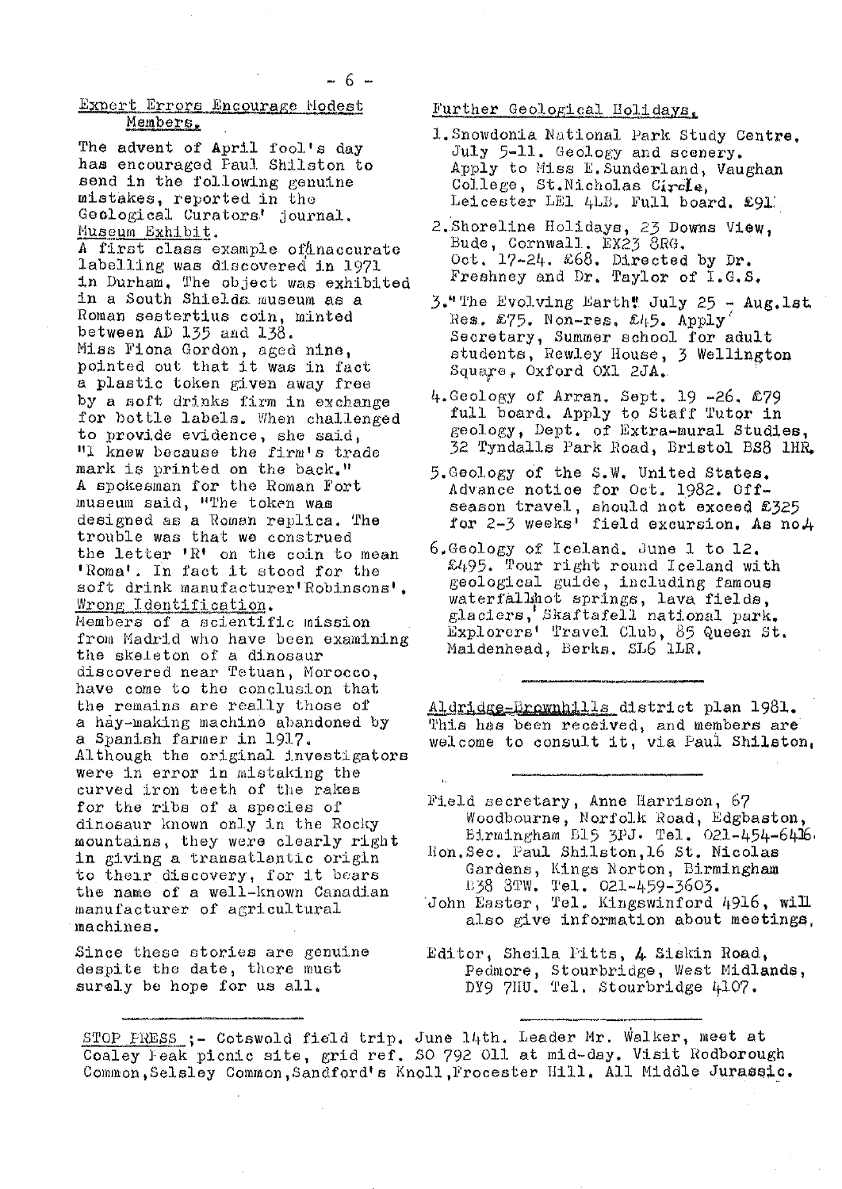## Expert Errors Encourage Modest Members.

The advent of April fool's day has encouraged Paul Shilston to send in the following genuine mistakes, reported in the Geological Curators' journal.

Museum Exhibit.

A first class example of inaccurate labelling was discovered in 1971 in Durham. The object was exhibited in a South Shields museum as a Roman sestertius coin, minted between AD 135 and 138. Miss Fiona Gordon, aged nine, pointed out that it was in fact a plastic token given away free by a soft drinks firm in exchange for bottle labels. When challenged to provide evidence, she said, "I knew because the firm's trade mark is printed on the back." A spokesman for the Roman Fort museum said, "The token was designed as a Roman replica. The trouble was that we construed the letter 'R' on the coin to mean 'Roma'. In fact it stood for the soft drink manufacturer 'Robinsons'.

Wrong Identification.

Members of a scientific mission from Madrid who have been examining the skeleton of a dinosaur discovered near Tetuan, Morocco, have come to the conclusion that the remains are really those of a hay-making machine abandoned by a Spanish farmer in 1917. Although the original investigators were in error in mistaking the curved iron teeth of the rakes for the ribs of a species of dinosaur known only in the Rocky mountains, they were clearly right in giving a transatlantic origin to their discovery, for it bears the name of a well-known Canadian manufacturer of agricultural machines.

Since these stories are genuine despite the date, there must surely be hope for us all.

## Further Geological Holidays.

1. Snowdonia National Park Study Centre. July 5-11. Geology and scenery. Apply to Miss E. Sunderland, Vaughan College, St. Nicholas Circle, Leicester LE1 4LB. Full board. £91.
2. Shoreline Holidays, 23 Downs View, Bude, Cornwall. EX23 8RG. Oct. 17-24. £68. Directed by Dr. Freshney and Dr. Taylor of I.G.S.
3. "The Evolving Earth" July 25 - Aug. 1st. Res. £75. Non-res. £45. Apply Secretary, Summer school for adult students, Rewley House, 3 Wellington Square, Oxford OX1 2JA.
4. Geology of Arran. Sept. 19 -26. £79 full board. Apply to Staff Tutor in geology, Dept. of Extra-mural Studies, 32 Tyndalls Park Road, Bristol BS8 1HR.
5. Geology of the S.W. United States. Advance notice for Oct. 1982. Off-season travel, should not exceed £325 for 2-3 weeks' field excursion. As no.4
6. Geology of Iceland. June 1 to 12. £495. Tour right round Iceland with geological guide, including famous waterfalls, hot springs, lava fields, glaciers, Skaftafell national park. Explorers' Travel Club, 85 Queen St. Maidenhead, Berks. SL6 1LR.

---

Aldridge-Brownhills district plan 1981. This has been received, and members are welcome to consult it, via Paul Shilston.

---

Field secretary, Anne Harrison, 67 Woodbourne, Norfolk Road, Edgbaston, Birmingham B15 3PJ. Tel. 021-454-6416.

Hon. Sec. Paul Shilston, 16 St. Nicolas Gardens, Kings Norton, Birmingham B38 8TW. Tel. 021-459-3603.

John Easter, Tel. Kingswinford 4916, will also give information about meetings.

Editor, Sheila Pitts, 4 Siskin Road, Pedmore, Stourbridge, West Midlands, DY9 7HU. Tel. Stourbridge 4107.

---

STOP PRESS ;- Cotswold field trip. June 14th. Leader Mr. Walker, meet at Coaley Peak picnic site, grid ref. SO 792 011 at mid-day. Visit Rodborough Common, Selsley Common, Sandford's Knoll, Frocester Hill. All Middle Jurassic.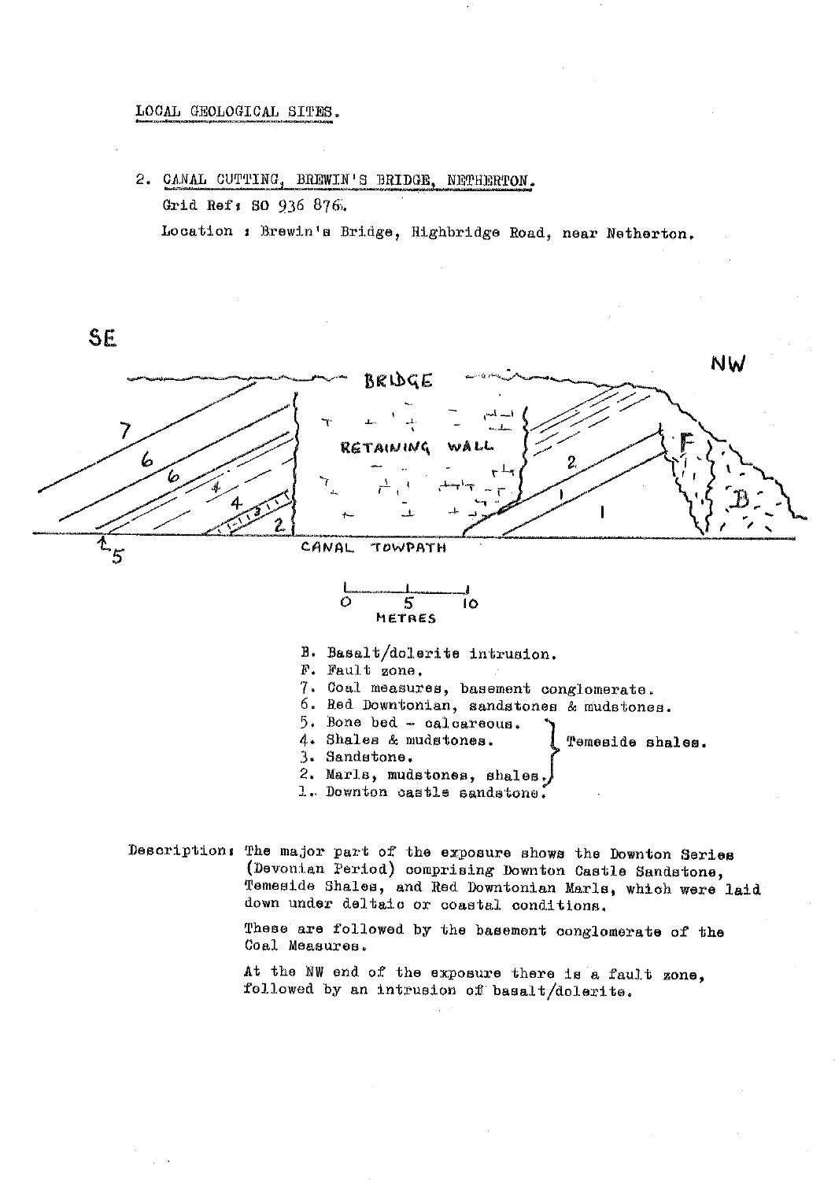LOCAL GEOLOGICAL SITES.

2. CANAL CUTTING, BREWIN'S BRIDGE, NETHERTON.

Grid Ref: SO 936 876.

Location : Brewin's Bridge, Highbridge Road, near Netherton.

SE

NW

BRIDGE

RETAINING WALL

CANAL TOWPATH

0 5 10

METRES

B. Basalt/dolerite intrusion.
F. Fault zone.
7. Coal measures, basement conglomerate.
6. Red Downtonian, sandstones & mudstones.
5. Bone bed - calcareous.
4. Shales & mudstones.
3. Sandstone.
2. Marls, mudstones, shales.
1. Downton castle sandstone.

(4, 3, 2: Temeside shales.)

Description: The major part of the exposure shows the Downton Series (Devonian Period) comprising Downton Castle Sandstone, Temeside Shales, and Red Downtonian Marls, which were laid down under deltaic or coastal conditions.

These are followed by the basement conglomerate of the Coal Measures.

At the NW end of the exposure there is a fault zone, followed by an intrusion of basalt/dolerite.